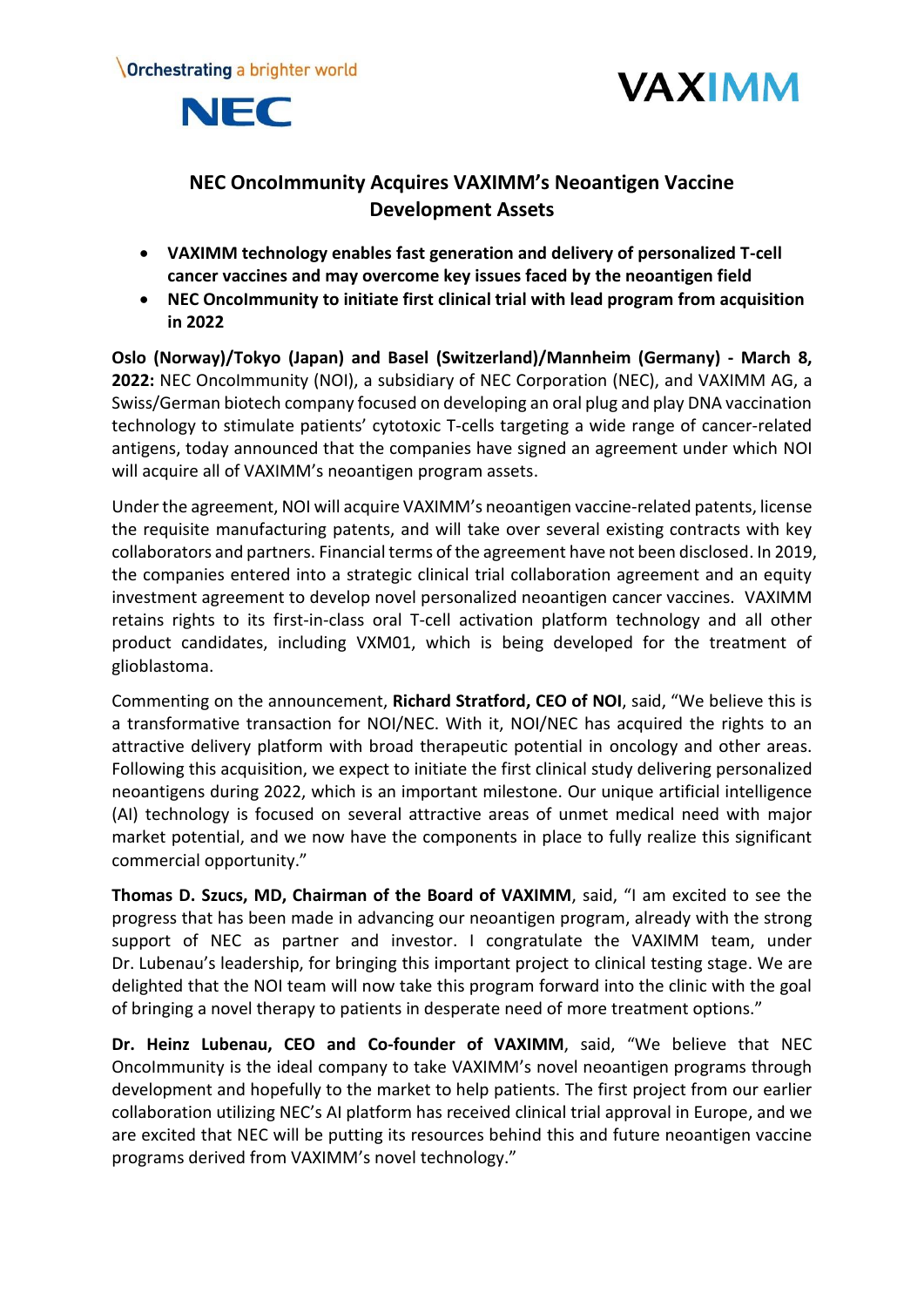\Orchestrating a brighter world

NEC

VAXIMM

# NEC OncoImmunity Acquires VAXIMM's Neoantigen Vaccine Development Assets

- **VAXIMM technology enables fast generation and delivery of personalized T-cell cancer vaccines and may overcome key issues faced by the neoantigen field**
- **NEC OncoImmunity to initiate first clinical trial with lead program from acquisition in 2022**

**Oslo (Norway)/Tokyo (Japan) and Basel (Switzerland)/Mannheim (Germany) - March 8, 2022:** NEC OncoImmunity (NOI), a subsidiary of NEC Corporation (NEC), and VAXIMM AG, a Swiss/German biotech company focused on developing an oral plug and play DNA vaccination technology to stimulate patients' cytotoxic T-cells targeting a wide range of cancer-related antigens, today announced that the companies have signed an agreement under which NOI will acquire all of VAXIMM's neoantigen program assets.

Under the agreement, NOI will acquire VAXIMM's neoantigen vaccine-related patents, license the requisite manufacturing patents, and will take over several existing contracts with key collaborators and partners. Financial terms of the agreement have not been disclosed. In 2019, the companies entered into a strategic clinical trial collaboration agreement and an equity investment agreement to develop novel personalized neoantigen cancer vaccines. VAXIMM retains rights to its first-in-class oral T-cell activation platform technology and all other product candidates, including VXM01, which is being developed for the treatment of glioblastoma.

Commenting on the announcement, **Richard Stratford, CEO of NOI**, said, "We believe this is a transformative transaction for NOI/NEC. With it, NOI/NEC has acquired the rights to an attractive delivery platform with broad therapeutic potential in oncology and other areas. Following this acquisition, we expect to initiate the first clinical study delivering personalized neoantigens during 2022, which is an important milestone. Our unique artificial intelligence (AI) technology is focused on several attractive areas of unmet medical need with major market potential, and we now have the components in place to fully realize this significant commercial opportunity."

**Thomas D. Szucs, MD, Chairman of the Board of VAXIMM**, said, "I am excited to see the progress that has been made in advancing our neoantigen program, already with the strong support of NEC as partner and investor. I congratulate the VAXIMM team, under Dr. Lubenau's leadership, for bringing this important project to clinical testing stage. We are delighted that the NOI team will now take this program forward into the clinic with the goal of bringing a novel therapy to patients in desperate need of more treatment options."

**Dr. Heinz Lubenau, CEO and Co-founder of VAXIMM**, said, "We believe that NEC OncoImmunity is the ideal company to take VAXIMM's novel neoantigen programs through development and hopefully to the market to help patients. The first project from our earlier collaboration utilizing NEC's AI platform has received clinical trial approval in Europe, and we are excited that NEC will be putting its resources behind this and future neoantigen vaccine programs derived from VAXIMM's novel technology."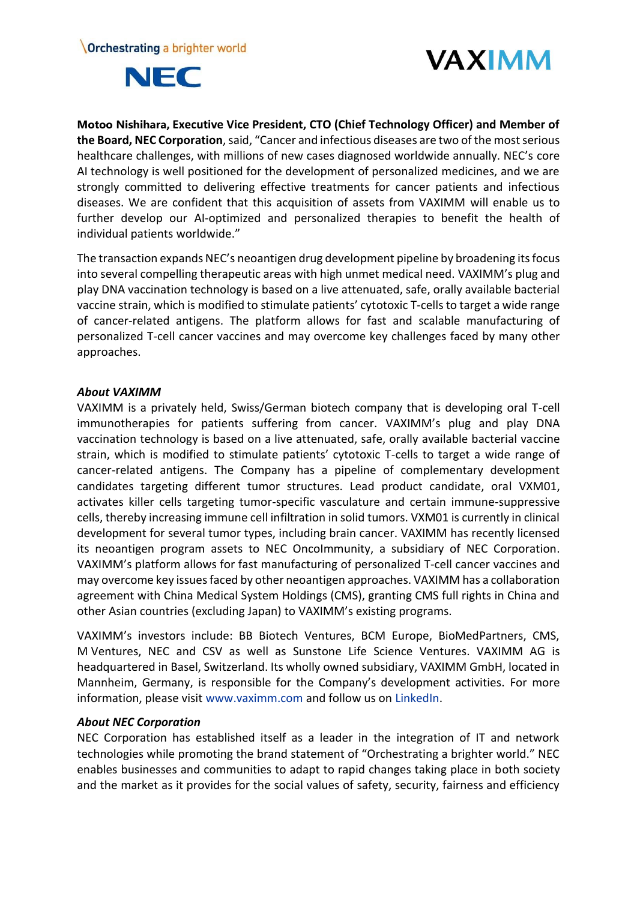**Motoo Nishihara, Executive Vice President, CTO (Chief Technology Officer) and Member of the Board, NEC Corporation**, said, "Cancer and infectious diseases are two of the most serious healthcare challenges, with millions of new cases diagnosed worldwide annually. NEC's core AI technology is well positioned for the development of personalized medicines, and we are strongly committed to delivering effective treatments for cancer patients and infectious diseases. We are confident that this acquisition of assets from VAXIMM will enable us to further develop our AI-optimized and personalized therapies to benefit the health of individual patients worldwide."

The transaction expands NEC's neoantigen drug development pipeline by broadening its focus into several compelling therapeutic areas with high unmet medical need. VAXIMM's plug and play DNA vaccination technology is based on a live attenuated, safe, orally available bacterial vaccine strain, which is modified to stimulate patients' cytotoxic T-cells to target a wide range of cancer-related antigens. The platform allows for fast and scalable manufacturing of personalized T-cell cancer vaccines and may overcome key challenges faced by many other approaches.

***About VAXIMM***

VAXIMM is a privately held, Swiss/German biotech company that is developing oral T-cell immunotherapies for patients suffering from cancer. VAXIMM's plug and play DNA vaccination technology is based on a live attenuated, safe, orally available bacterial vaccine strain, which is modified to stimulate patients' cytotoxic T-cells to target a wide range of cancer-related antigens. The Company has a pipeline of complementary development candidates targeting different tumor structures. Lead product candidate, oral VXM01, activates killer cells targeting tumor-specific vasculature and certain immune-suppressive cells, thereby increasing immune cell infiltration in solid tumors. VXM01 is currently in clinical development for several tumor types, including brain cancer. VAXIMM has recently licensed its neoantigen program assets to NEC OncoImmunity, a subsidiary of NEC Corporation. VAXIMM's platform allows for fast manufacturing of personalized T-cell cancer vaccines and may overcome key issues faced by other neoantigen approaches. VAXIMM has a collaboration agreement with China Medical System Holdings (CMS), granting CMS full rights in China and other Asian countries (excluding Japan) to VAXIMM's existing programs.

VAXIMM's investors include: BB Biotech Ventures, BCM Europe, BioMedPartners, CMS, M Ventures, NEC and CSV as well as Sunstone Life Science Ventures. VAXIMM AG is headquartered in Basel, Switzerland. Its wholly owned subsidiary, VAXIMM GmbH, located in Mannheim, Germany, is responsible for the Company's development activities. For more information, please visit www.vaximm.com and follow us on LinkedIn.

***About NEC Corporation***

NEC Corporation has established itself as a leader in the integration of IT and network technologies while promoting the brand statement of "Orchestrating a brighter world." NEC enables businesses and communities to adapt to rapid changes taking place in both society and the market as it provides for the social values of safety, security, fairness and efficiency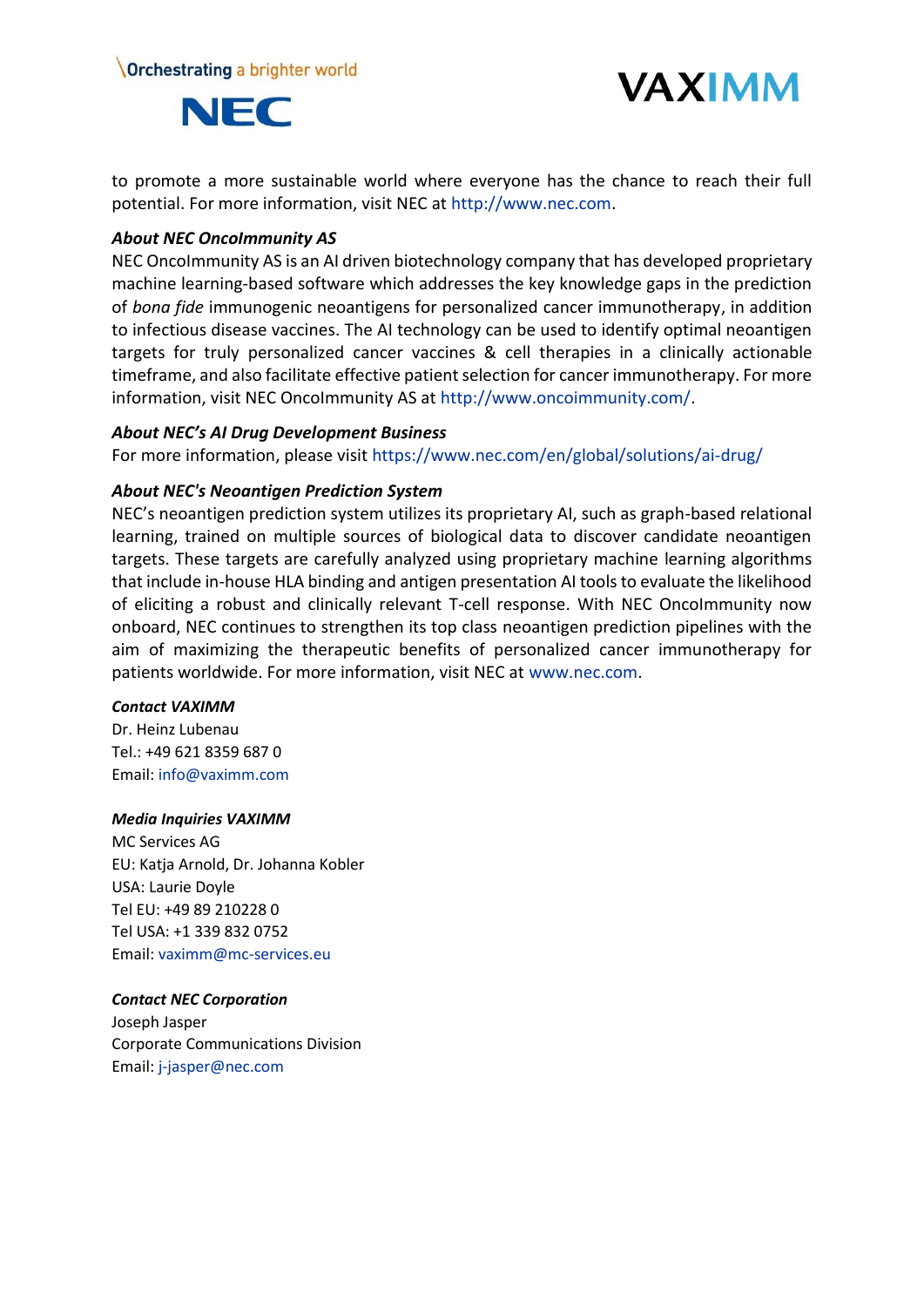to promote a more sustainable world where everyone has the chance to reach their full potential. For more information, visit NEC at http://www.nec.com.

***About NEC OncoImmunity AS***

NEC OncoImmunity AS is an AI driven biotechnology company that has developed proprietary machine learning-based software which addresses the key knowledge gaps in the prediction of *bona fide* immunogenic neoantigens for personalized cancer immunotherapy, in addition to infectious disease vaccines. The AI technology can be used to identify optimal neoantigen targets for truly personalized cancer vaccines & cell therapies in a clinically actionable timeframe, and also facilitate effective patient selection for cancer immunotherapy. For more information, visit NEC OncoImmunity AS at http://www.oncoimmunity.com/.

***About NEC's AI Drug Development Business***

For more information, please visit https://www.nec.com/en/global/solutions/ai-drug/

***About NEC's Neoantigen Prediction System***

NEC's neoantigen prediction system utilizes its proprietary AI, such as graph-based relational learning, trained on multiple sources of biological data to discover candidate neoantigen targets. These targets are carefully analyzed using proprietary machine learning algorithms that include in-house HLA binding and antigen presentation AI tools to evaluate the likelihood of eliciting a robust and clinically relevant T-cell response. With NEC OncoImmunity now onboard, NEC continues to strengthen its top class neoantigen prediction pipelines with the aim of maximizing the therapeutic benefits of personalized cancer immunotherapy for patients worldwide. For more information, visit NEC at www.nec.com.

***Contact VAXIMM***

Dr. Heinz Lubenau
Tel.: +49 621 8359 687 0
Email: info@vaximm.com

***Media Inquiries VAXIMM***

MC Services AG
EU: Katja Arnold, Dr. Johanna Kobler
USA: Laurie Doyle
Tel EU: +49 89 210228 0
Tel USA: +1 339 832 0752
Email: vaximm@mc-services.eu

***Contact NEC Corporation***

Joseph Jasper
Corporate Communications Division
Email: j-jasper@nec.com